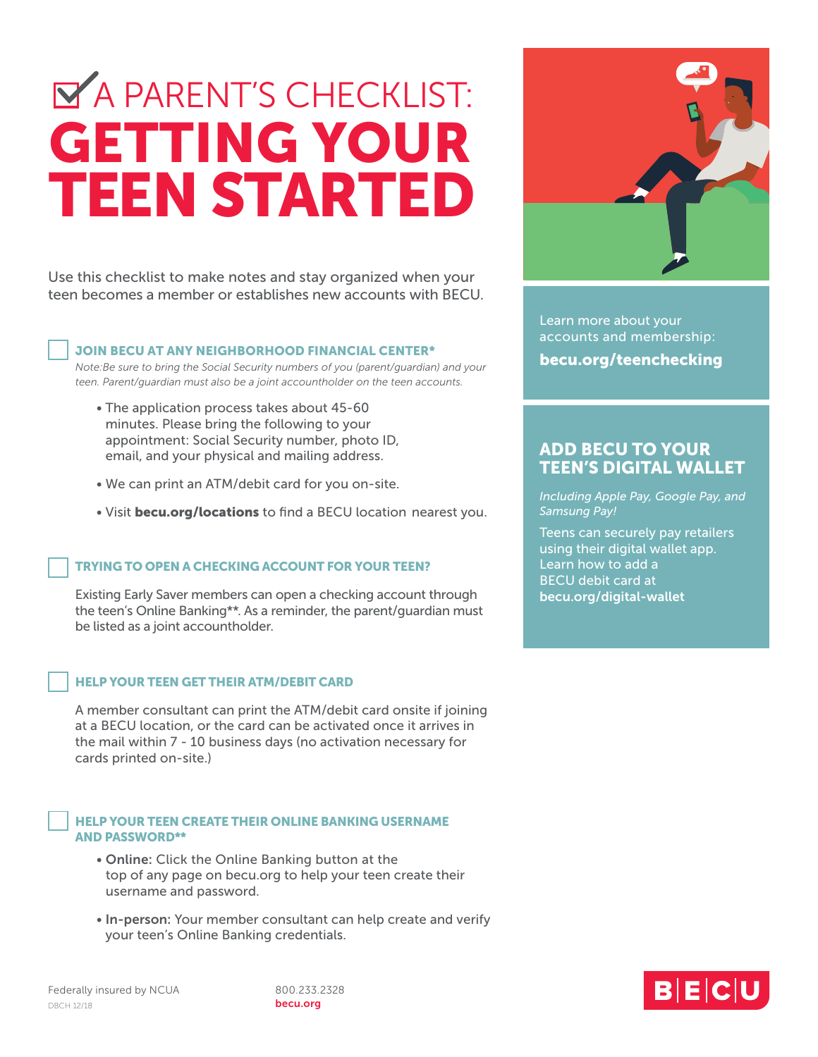# A PARENT'S CHECKLIST: GETTING YOUR TEEN STARTED

Use this checklist to make notes and stay organized when your teen becomes a member or establishes new accounts with BECU.

## ☐ JOIN BECU AT ANY NEIGHBORHOOD FINANCIAL CENTER*

*Note:Be sure to bring the Social Security numbers of you (parent/guardian) and your teen. Parent/guardian must also be a joint accountholder on the teen accounts.*

- The application process takes about 45-60 minutes. Please bring the following to your appointment: Social Security number, photo ID, email, and your physical and mailing address.
- We can print an ATM/debit card for you on-site.
- Visit **becu.org/locations** to find a BECU location nearest you.

## ☐ TRYING TO OPEN A CHECKING ACCOUNT FOR YOUR TEEN?

Existing Early Saver members can open a checking account through the teen's Online Banking**. As a reminder, the parent/guardian must be listed as a joint accountholder.

## ☐ HELP YOUR TEEN GET THEIR ATM/DEBIT CARD

A member consultant can print the ATM/debit card onsite if joining at a BECU location, or the card can be activated once it arrives in the mail within 7 - 10 business days (no activation necessary for cards printed on-site.)

## ☐ HELP YOUR TEEN CREATE THEIR ONLINE BANKING USERNAME AND PASSWORD**

- **Online:** Click the Online Banking button at the top of any page on becu.org to help your teen create their username and password.
- **In-person:** Your member consultant can help create and verify your teen's Online Banking credentials.

Learn more about your accounts and membership:

**becu.org/teenchecking**

## ADD BECU TO YOUR TEEN'S DIGITAL WALLET

*Including Apple Pay, Google Pay, and Samsung Pay!*

Teens can securely pay retailers using their digital wallet app. Learn how to add a BECU debit card at **becu.org/digital-wallet**

Federally insured by NCUA

DBCH 12/18

800.233.2328

becu.org

BECU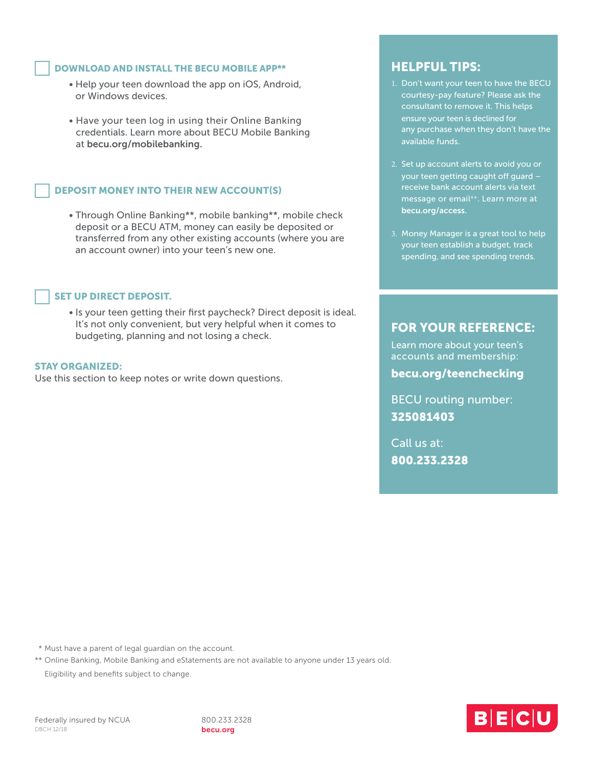## DOWNLOAD AND INSTALL THE BECU MOBILE APP**

- Help your teen download the app on iOS, Android, or Windows devices.
- Have your teen log in using their Online Banking credentials. Learn more about BECU Mobile Banking at **becu.org/mobilebanking.**

## DEPOSIT MONEY INTO THEIR NEW ACCOUNT(S)

- Through Online Banking**, mobile banking**, mobile check deposit or a BECU ATM, money can easily be deposited or transferred from any other existing accounts (where you are an account owner) into your teen's new one.

## SET UP DIRECT DEPOSIT.

- Is your teen getting their first paycheck? Direct deposit is ideal. It's not only convenient, but very helpful when it comes to budgeting, planning and not losing a check.

### STAY ORGANIZED:

Use this section to keep notes or write down questions.

## HELPFUL TIPS:

1. Don't want your teen to have the BECU courtesy-pay feature? Please ask the consultant to remove it. This helps ensure your teen is declined for any purchase when they don't have the available funds.
2. Set up account alerts to avoid you or your teen getting caught off guard – receive bank account alerts via text message or email**. Learn more at **becu.org/access.**
3. Money Manager is a great tool to help your teen establish a budget, track spending, and see spending trends.

## FOR YOUR REFERENCE:

Learn more about your teen's accounts and membership:

**becu.org/teenchecking**

BECU routing number:
**325081403**

Call us at:
**800.233.2328**

\* Must have a parent of legal guardian on the account.

** Online Banking, Mobile Banking and eStatements are not available to anyone under 13 years old.

Eligibility and benefits subject to change.

Federally insured by NCUA
DBCH 12/18

800.233.2328
becu.org

BECU